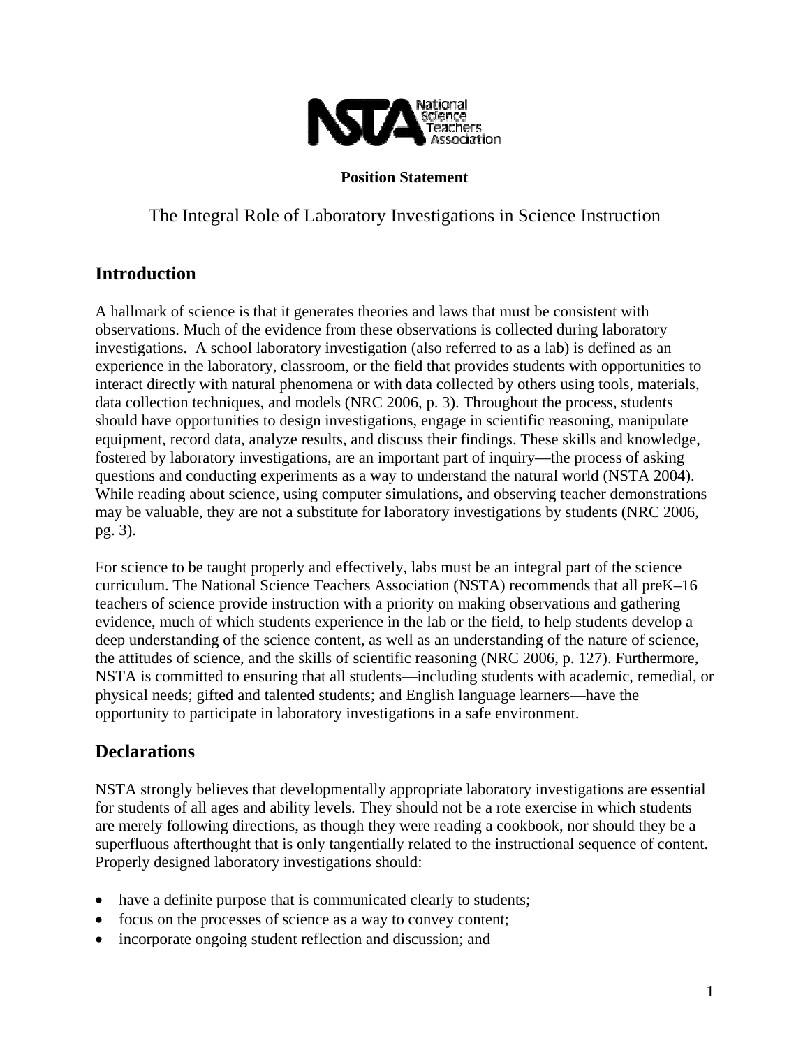**Position Statement**

# The Integral Role of Laboratory Investigations in Science Instruction

## Introduction

A hallmark of science is that it generates theories and laws that must be consistent with observations. Much of the evidence from these observations is collected during laboratory investigations. A school laboratory investigation (also referred to as a lab) is defined as an experience in the laboratory, classroom, or the field that provides students with opportunities to interact directly with natural phenomena or with data collected by others using tools, materials, data collection techniques, and models (NRC 2006, p. 3). Throughout the process, students should have opportunities to design investigations, engage in scientific reasoning, manipulate equipment, record data, analyze results, and discuss their findings. These skills and knowledge, fostered by laboratory investigations, are an important part of inquiry—the process of asking questions and conducting experiments as a way to understand the natural world (NSTA 2004). While reading about science, using computer simulations, and observing teacher demonstrations may be valuable, they are not a substitute for laboratory investigations by students (NRC 2006, pg. 3).

For science to be taught properly and effectively, labs must be an integral part of the science curriculum. The National Science Teachers Association (NSTA) recommends that all preK–16 teachers of science provide instruction with a priority on making observations and gathering evidence, much of which students experience in the lab or the field, to help students develop a deep understanding of the science content, as well as an understanding of the nature of science, the attitudes of science, and the skills of scientific reasoning (NRC 2006, p. 127). Furthermore, NSTA is committed to ensuring that all students—including students with academic, remedial, or physical needs; gifted and talented students; and English language learners—have the opportunity to participate in laboratory investigations in a safe environment.

## Declarations

NSTA strongly believes that developmentally appropriate laboratory investigations are essential for students of all ages and ability levels. They should not be a rote exercise in which students are merely following directions, as though they were reading a cookbook, nor should they be a superfluous afterthought that is only tangentially related to the instructional sequence of content. Properly designed laboratory investigations should:

- have a definite purpose that is communicated clearly to students;
- focus on the processes of science as a way to convey content;
- incorporate ongoing student reflection and discussion; and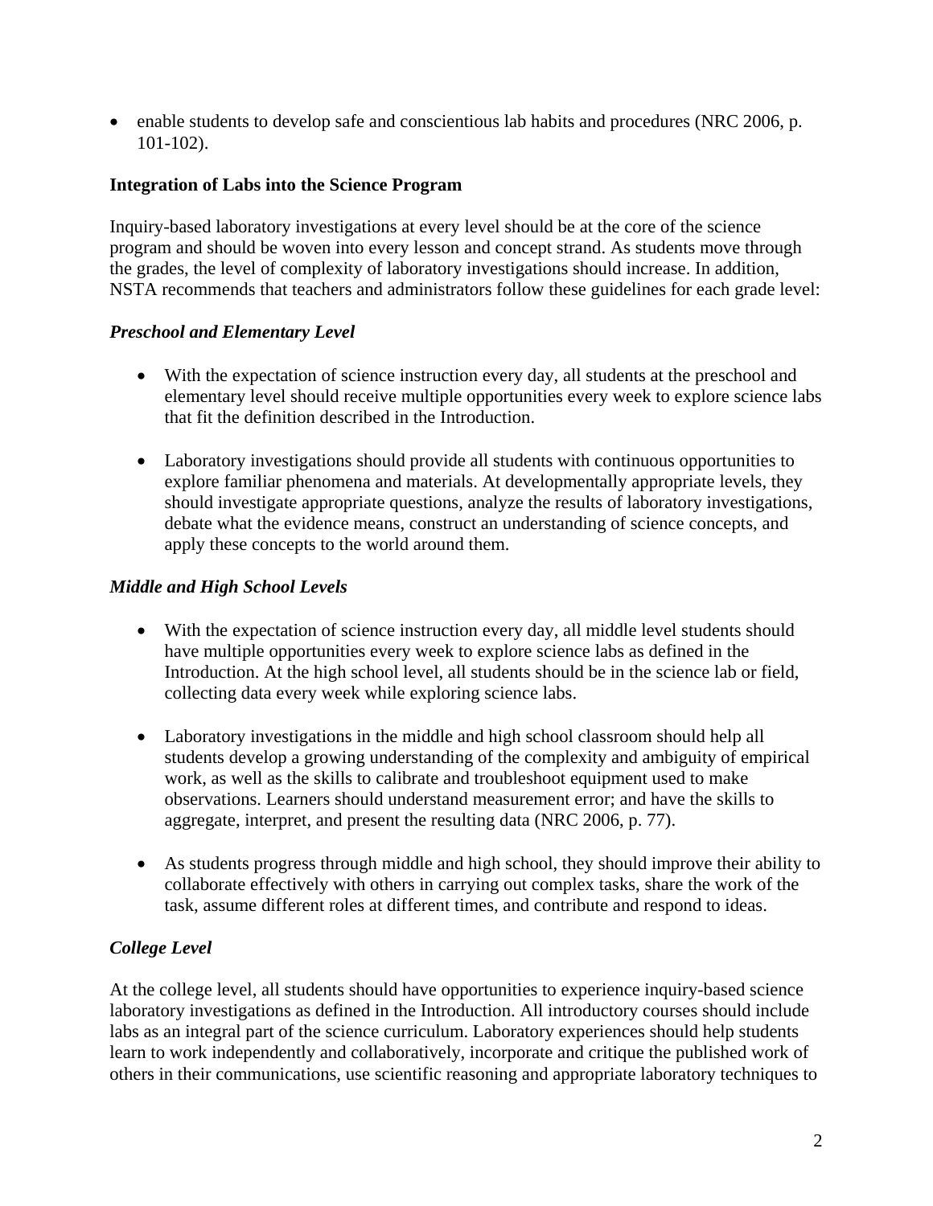- enable students to develop safe and conscientious lab habits and procedures (NRC 2006, p. 101-102).

**Integration of Labs into the Science Program**

Inquiry-based laboratory investigations at every level should be at the core of the science program and should be woven into every lesson and concept strand. As students move through the grades, the level of complexity of laboratory investigations should increase. In addition, NSTA recommends that teachers and administrators follow these guidelines for each grade level:

***Preschool and Elementary Level***

- With the expectation of science instruction every day, all students at the preschool and elementary level should receive multiple opportunities every week to explore science labs that fit the definition described in the Introduction.

- Laboratory investigations should provide all students with continuous opportunities to explore familiar phenomena and materials. At developmentally appropriate levels, they should investigate appropriate questions, analyze the results of laboratory investigations, debate what the evidence means, construct an understanding of science concepts, and apply these concepts to the world around them.

***Middle and High School Levels***

- With the expectation of science instruction every day, all middle level students should have multiple opportunities every week to explore science labs as defined in the Introduction. At the high school level, all students should be in the science lab or field, collecting data every week while exploring science labs.

- Laboratory investigations in the middle and high school classroom should help all students develop a growing understanding of the complexity and ambiguity of empirical work, as well as the skills to calibrate and troubleshoot equipment used to make observations. Learners should understand measurement error; and have the skills to aggregate, interpret, and present the resulting data (NRC 2006, p. 77).

- As students progress through middle and high school, they should improve their ability to collaborate effectively with others in carrying out complex tasks, share the work of the task, assume different roles at different times, and contribute and respond to ideas.

***College Level***

At the college level, all students should have opportunities to experience inquiry-based science laboratory investigations as defined in the Introduction. All introductory courses should include labs as an integral part of the science curriculum. Laboratory experiences should help students learn to work independently and collaboratively, incorporate and critique the published work of others in their communications, use scientific reasoning and appropriate laboratory techniques to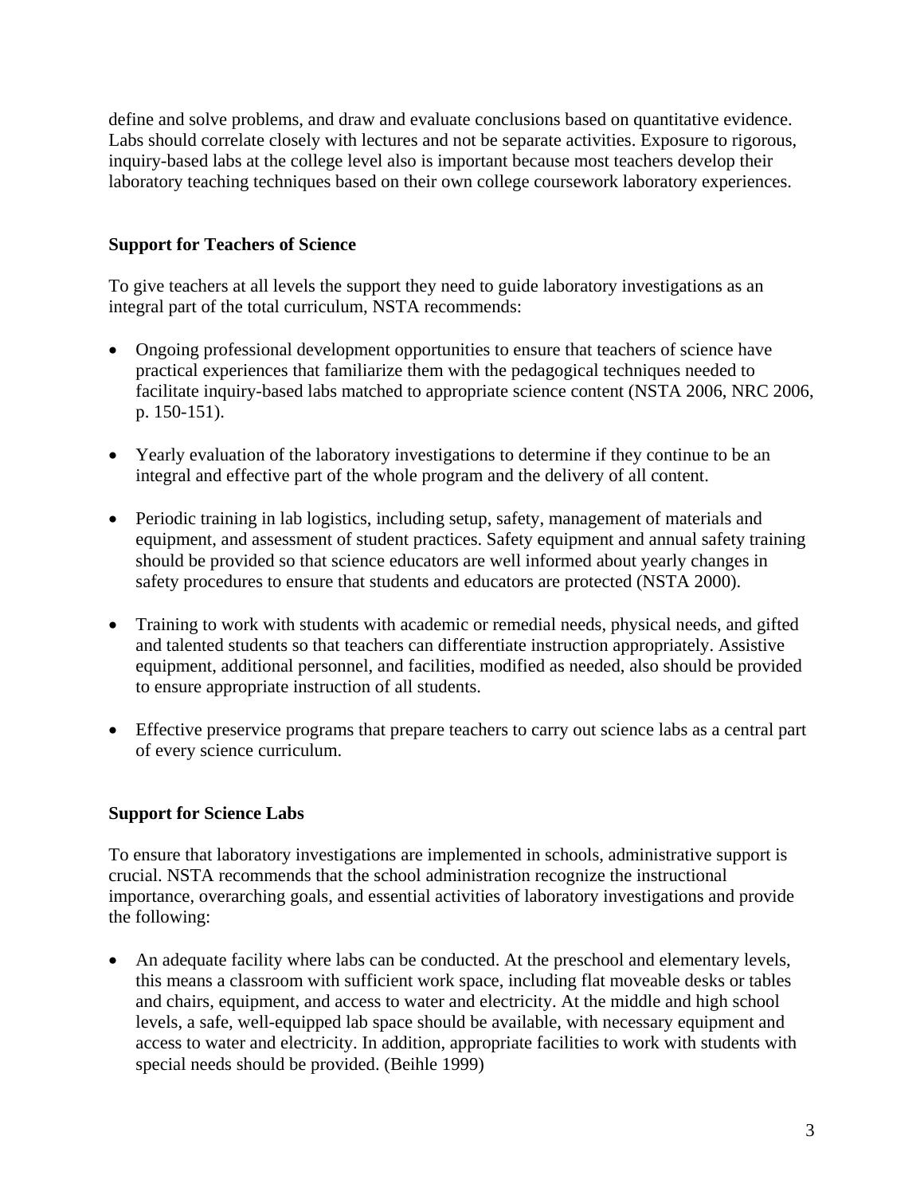define and solve problems, and draw and evaluate conclusions based on quantitative evidence. Labs should correlate closely with lectures and not be separate activities. Exposure to rigorous, inquiry-based labs at the college level also is important because most teachers develop their laboratory teaching techniques based on their own college coursework laboratory experiences.

**Support for Teachers of Science**

To give teachers at all levels the support they need to guide laboratory investigations as an integral part of the total curriculum, NSTA recommends:

- Ongoing professional development opportunities to ensure that teachers of science have practical experiences that familiarize them with the pedagogical techniques needed to facilitate inquiry-based labs matched to appropriate science content (NSTA 2006, NRC 2006, p. 150-151).

- Yearly evaluation of the laboratory investigations to determine if they continue to be an integral and effective part of the whole program and the delivery of all content.

- Periodic training in lab logistics, including setup, safety, management of materials and equipment, and assessment of student practices. Safety equipment and annual safety training should be provided so that science educators are well informed about yearly changes in safety procedures to ensure that students and educators are protected (NSTA 2000).

- Training to work with students with academic or remedial needs, physical needs, and gifted and talented students so that teachers can differentiate instruction appropriately. Assistive equipment, additional personnel, and facilities, modified as needed, also should be provided to ensure appropriate instruction of all students.

- Effective preservice programs that prepare teachers to carry out science labs as a central part of every science curriculum.

**Support for Science Labs**

To ensure that laboratory investigations are implemented in schools, administrative support is crucial. NSTA recommends that the school administration recognize the instructional importance, overarching goals, and essential activities of laboratory investigations and provide the following:

- An adequate facility where labs can be conducted. At the preschool and elementary levels, this means a classroom with sufficient work space, including flat moveable desks or tables and chairs, equipment, and access to water and electricity. At the middle and high school levels, a safe, well-equipped lab space should be available, with necessary equipment and access to water and electricity. In addition, appropriate facilities to work with students with special needs should be provided. (Beihle 1999)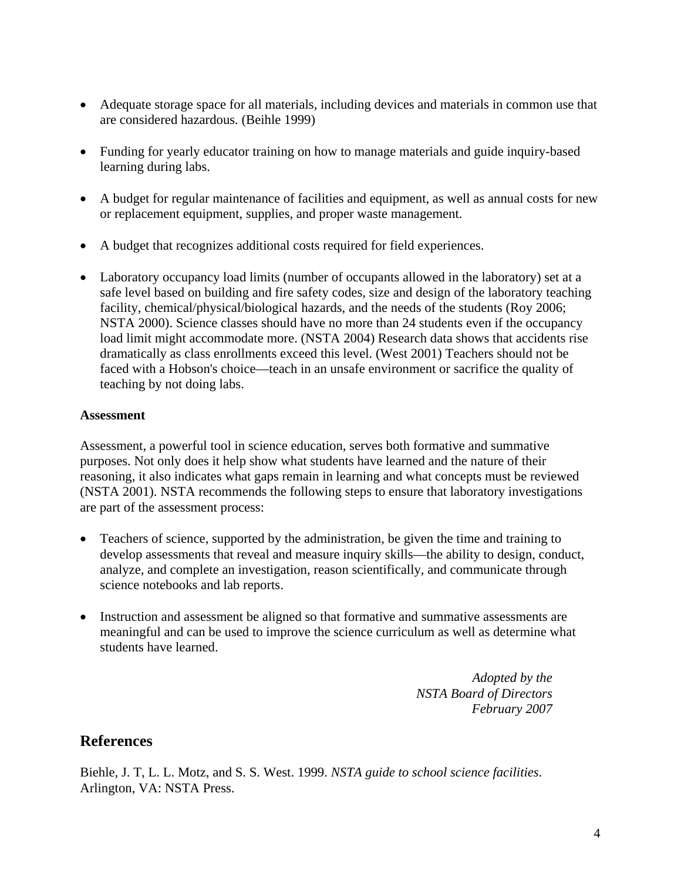- Adequate storage space for all materials, including devices and materials in common use that are considered hazardous. (Beihle 1999)
- Funding for yearly educator training on how to manage materials and guide inquiry-based learning during labs.
- A budget for regular maintenance of facilities and equipment, as well as annual costs for new or replacement equipment, supplies, and proper waste management.
- A budget that recognizes additional costs required for field experiences.
- Laboratory occupancy load limits (number of occupants allowed in the laboratory) set at a safe level based on building and fire safety codes, size and design of the laboratory teaching facility, chemical/physical/biological hazards, and the needs of the students (Roy 2006; NSTA 2000). Science classes should have no more than 24 students even if the occupancy load limit might accommodate more. (NSTA 2004) Research data shows that accidents rise dramatically as class enrollments exceed this level. (West 2001) Teachers should not be faced with a Hobson's choice—teach in an unsafe environment or sacrifice the quality of teaching by not doing labs.

**Assessment**

Assessment, a powerful tool in science education, serves both formative and summative purposes. Not only does it help show what students have learned and the nature of their reasoning, it also indicates what gaps remain in learning and what concepts must be reviewed (NSTA 2001). NSTA recommends the following steps to ensure that laboratory investigations are part of the assessment process:

- Teachers of science, supported by the administration, be given the time and training to develop assessments that reveal and measure inquiry skills—the ability to design, conduct, analyze, and complete an investigation, reason scientifically, and communicate through science notebooks and lab reports.
- Instruction and assessment be aligned so that formative and summative assessments are meaningful and can be used to improve the science curriculum as well as determine what students have learned.

*Adopted by the*
*NSTA Board of Directors*
*February 2007*

## References

Biehle, J. T, L. L. Motz, and S. S. West. 1999. *NSTA guide to school science facilities*. Arlington, VA: NSTA Press.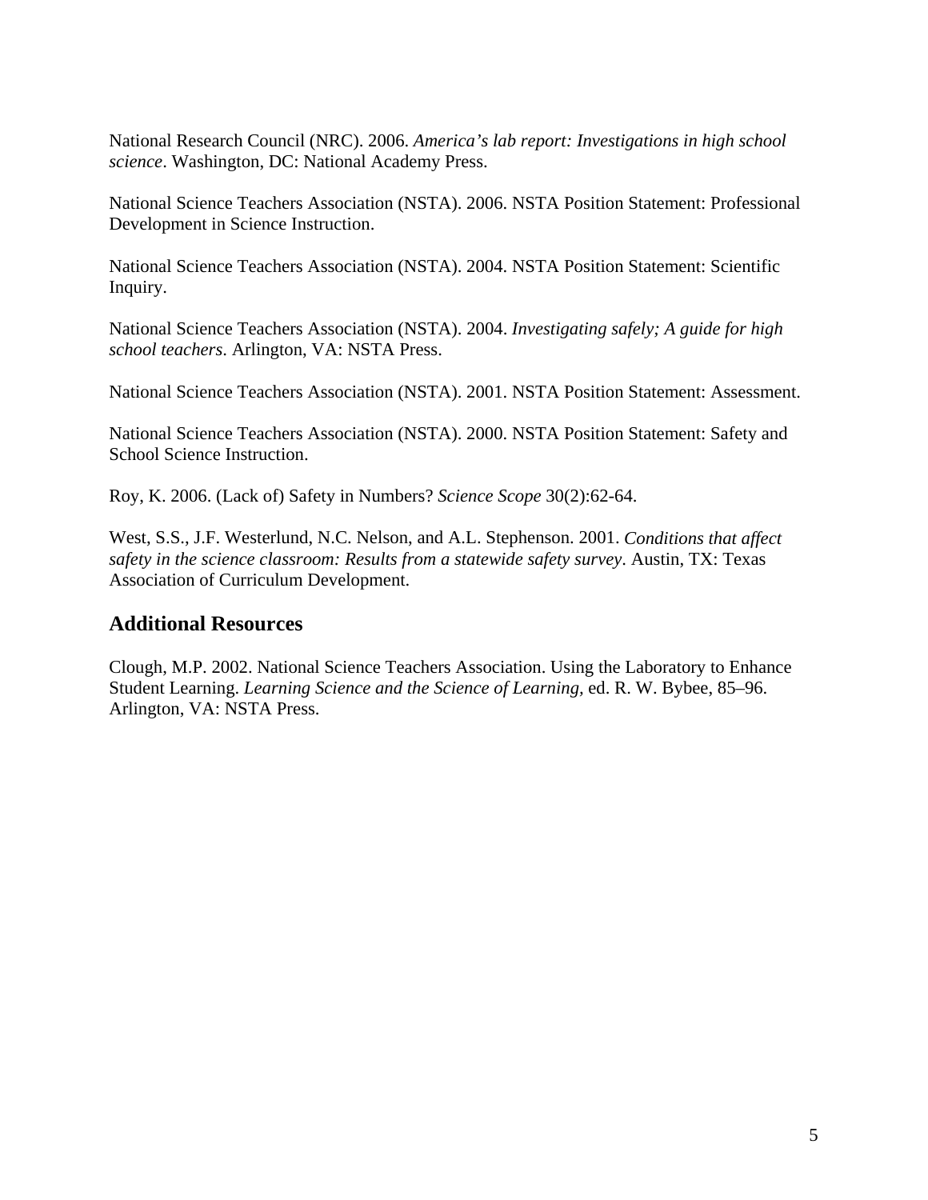National Research Council (NRC). 2006. *America's lab report: Investigations in high school science*. Washington, DC: National Academy Press.

National Science Teachers Association (NSTA). 2006. NSTA Position Statement: Professional Development in Science Instruction.

National Science Teachers Association (NSTA). 2004. NSTA Position Statement: Scientific Inquiry.

National Science Teachers Association (NSTA). 2004. *Investigating safely; A guide for high school teachers*. Arlington, VA: NSTA Press.

National Science Teachers Association (NSTA). 2001. NSTA Position Statement: Assessment.

National Science Teachers Association (NSTA). 2000. NSTA Position Statement: Safety and School Science Instruction.

Roy, K. 2006. (Lack of) Safety in Numbers? *Science Scope* 30(2):62-64.

West, S.S., J.F. Westerlund, N.C. Nelson, and A.L. Stephenson. 2001. *Conditions that affect safety in the science classroom: Results from a statewide safety survey*. Austin, TX: Texas Association of Curriculum Development.

## Additional Resources

Clough, M.P. 2002. National Science Teachers Association. Using the Laboratory to Enhance Student Learning. *Learning Science and the Science of Learning,* ed. R. W. Bybee, 85–96. Arlington, VA: NSTA Press.